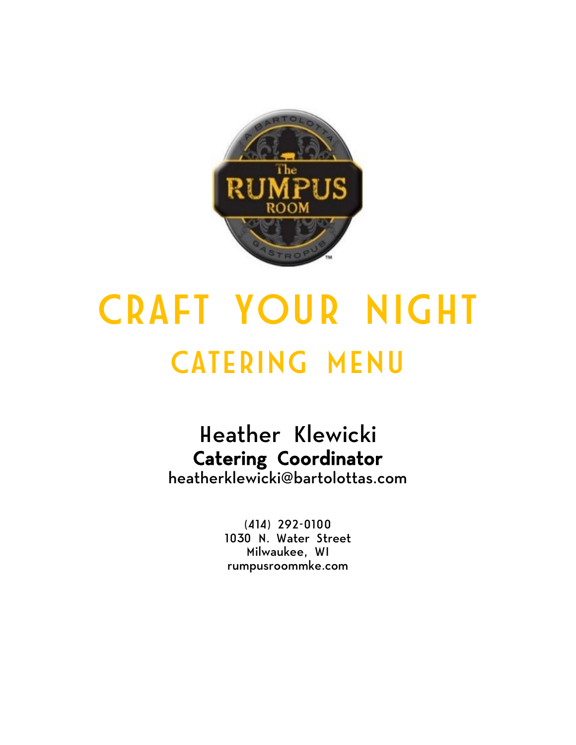# CRAFT YOUR NIGHT

## CATERING MENU

**Heather Klewicki**
**Catering Coordinator**
heatherklewicki@bartolottas.com

(414) 292-0100
1030 N. Water Street
Milwaukee, WI
rumpusroommke.com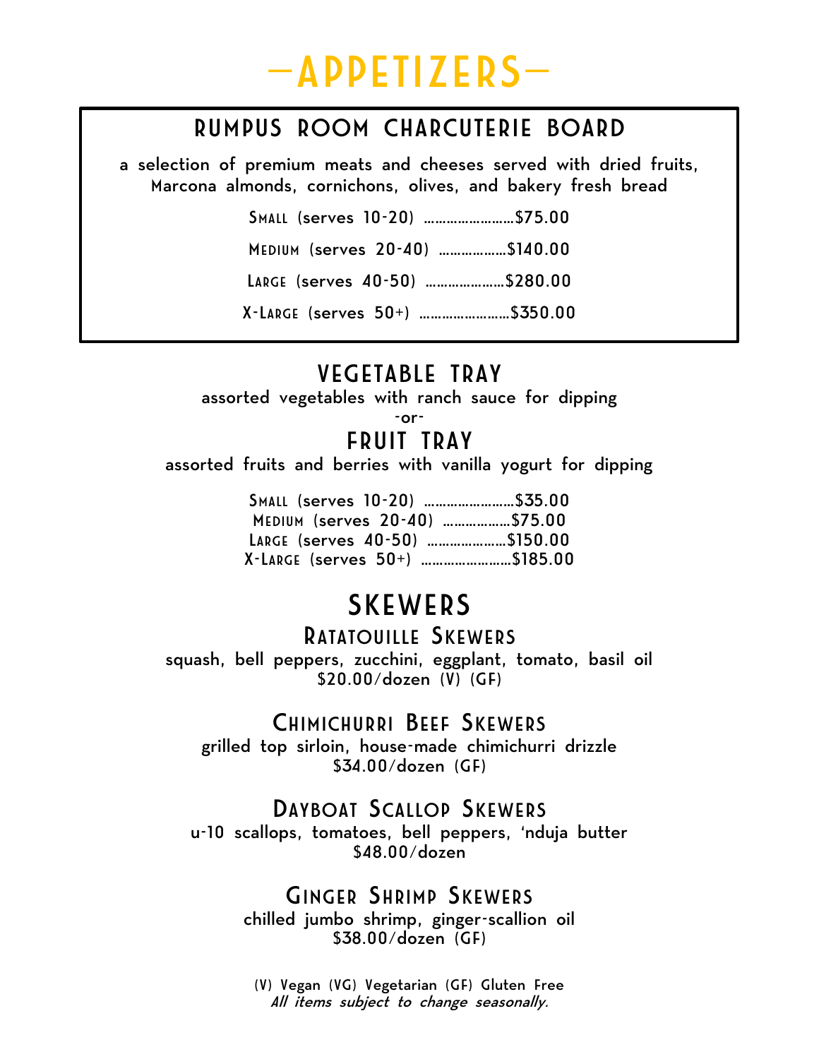# —APPETIZERS—

## RUMPUS ROOM CHARCUTERIE BOARD

a selection of premium meats and cheeses served with dried fruits, Marcona almonds, cornichons, olives, and bakery fresh bread

Small (serves 10-20) ……………………$75.00

Medium (serves 20-40) ………………$140.00

Large (serves 40-50) …………………$280.00

X-Large (serves 50+) ……………………$350.00

## VEGETABLE TRAY

assorted vegetables with ranch sauce for dipping

-or-

## FRUIT TRAY

assorted fruits and berries with vanilla yogurt for dipping

Small (serves 10-20) ……………………$35.00
Medium (serves 20-40) ………………$75.00
Large (serves 40-50) …………………$150.00
X-Large (serves 50+) ……………………$185.00

## SKEWERS

### Ratatouille Skewers

squash, bell peppers, zucchini, eggplant, tomato, basil oil
$20.00/dozen (V) (GF)

### Chimichurri Beef Skewers

grilled top sirloin, house-made chimichurri drizzle
$34.00/dozen (GF)

### Dayboat Scallop Skewers

u-10 scallops, tomatoes, bell peppers, 'nduja butter
$48.00/dozen

### Ginger Shrimp Skewers

chilled jumbo shrimp, ginger-scallion oil
$38.00/dozen (GF)

(V) Vegan (VG) Vegetarian (GF) Gluten Free
*All items subject to change seasonally.*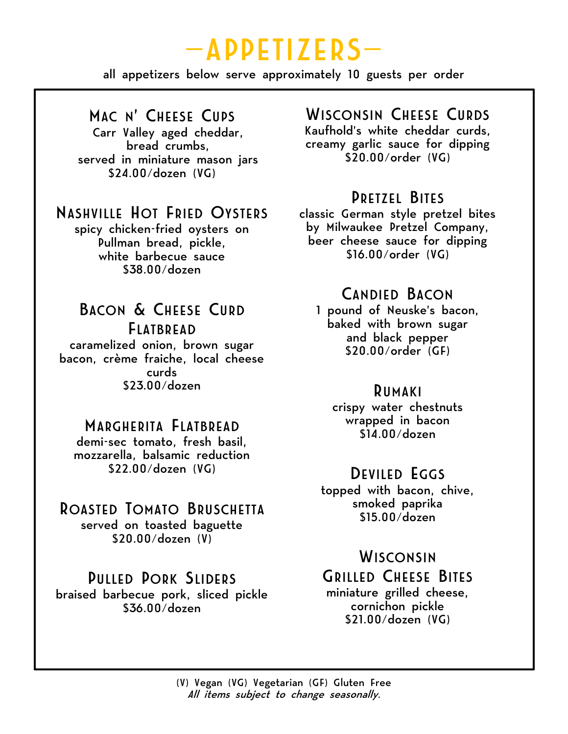# —APPETIZERS—

all appetizers below serve approximately 10 guests per order

### Mac n' Cheese Cups

Carr Valley aged cheddar, bread crumbs, served in miniature mason jars
$24.00/dozen (VG)

### Nashville Hot Fried Oysters

spicy chicken-fried oysters on Pullman bread, pickle, white barbecue sauce
$38.00/dozen

### Bacon & Cheese Curd Flatbread

caramelized onion, brown sugar bacon, crème fraiche, local cheese curds
$23.00/dozen

### Margherita Flatbread

demi-sec tomato, fresh basil, mozzarella, balsamic reduction
$22.00/dozen (VG)

### Roasted Tomato Bruschetta

served on toasted baguette
$20.00/dozen (V)

### Pulled Pork Sliders

braised barbecue pork, sliced pickle
$36.00/dozen

### Wisconsin Cheese Curds

Kaufhold's white cheddar curds, creamy garlic sauce for dipping
$20.00/order (VG)

### Pretzel Bites

classic German style pretzel bites by Milwaukee Pretzel Company, beer cheese sauce for dipping
$16.00/order (VG)

### Candied Bacon

1 pound of Neuske's bacon, baked with brown sugar and black pepper
$20.00/order (GF)

### Rumaki

crispy water chestnuts wrapped in bacon
$14.00/dozen

### Deviled Eggs

topped with bacon, chive, smoked paprika
$15.00/dozen

### Wisconsin Grilled Cheese Bites

miniature grilled cheese, cornichon pickle
$21.00/dozen (VG)

(V) Vegan (VG) Vegetarian (GF) Gluten Free

*All items subject to change seasonally.*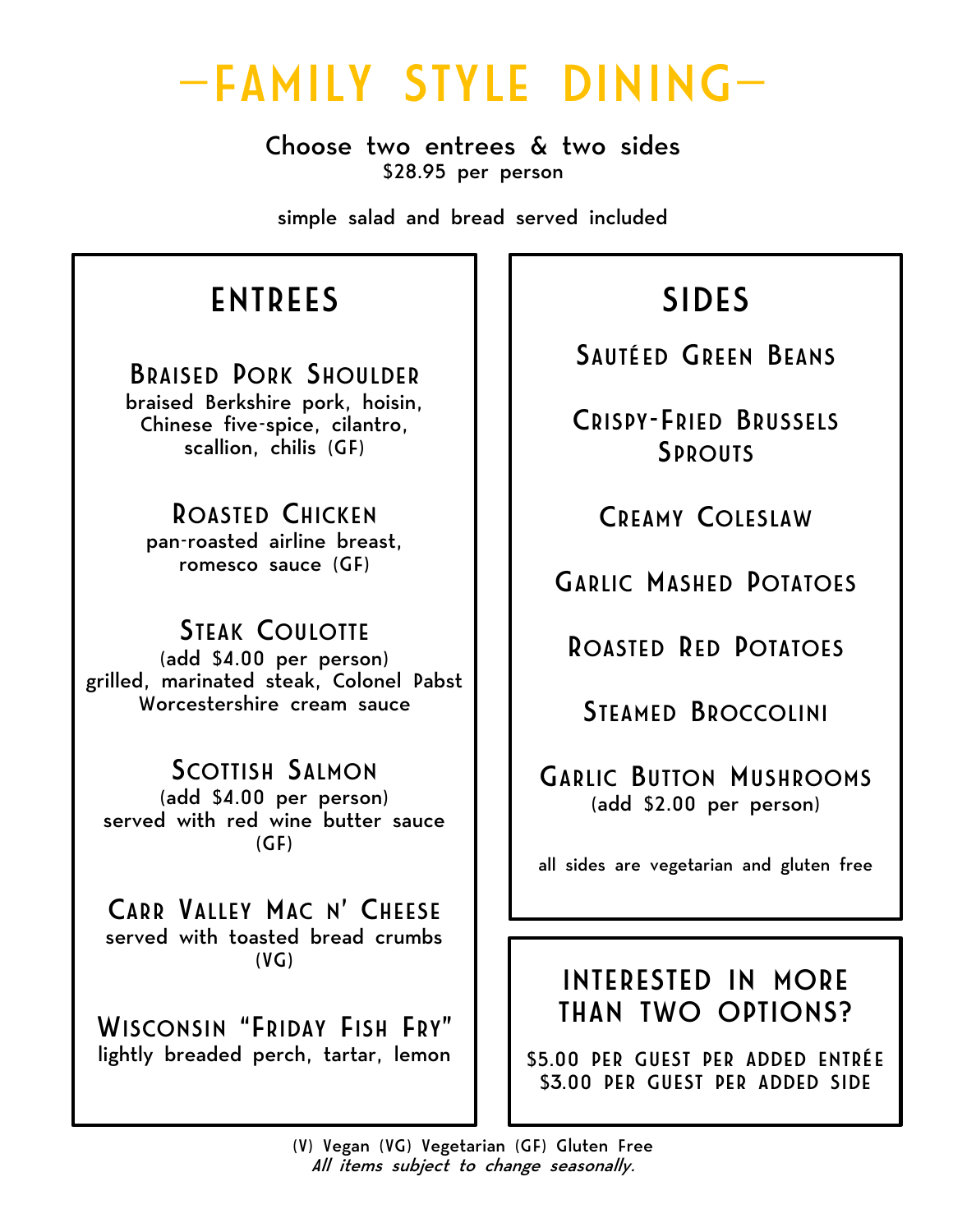# —FAMILY STYLE DINING—

**Choose two entrees & two sides**
$28.95 per person

simple salad and bread served included

## ENTREES

### Braised Pork Shoulder
braised Berkshire pork, hoisin, Chinese five-spice, cilantro, scallion, chilis (GF)

### Roasted Chicken
pan-roasted airline breast, romesco sauce (GF)

### Steak Coulotte
(add $4.00 per person)
grilled, marinated steak, Colonel Pabst Worcestershire cream sauce

### Scottish Salmon
(add $4.00 per person)
served with red wine butter sauce (GF)

### Carr Valley Mac n' Cheese
served with toasted bread crumbs (VG)

### Wisconsin "Friday Fish Fry"
lightly breaded perch, tartar, lemon

## SIDES

### Sautéed Green Beans

### Crispy-Fried Brussels Sprouts

### Creamy Coleslaw

### Garlic Mashed Potatoes

### Roasted Red Potatoes

### Steamed Broccolini

### Garlic Button Mushrooms
(add $2.00 per person)

all sides are vegetarian and gluten free

## INTERESTED IN MORE THAN TWO OPTIONS?

$5.00 PER GUEST PER ADDED ENTRÉE
$3.00 PER GUEST PER ADDED SIDE

(V) Vegan (VG) Vegetarian (GF) Gluten Free
*All items subject to change seasonally.*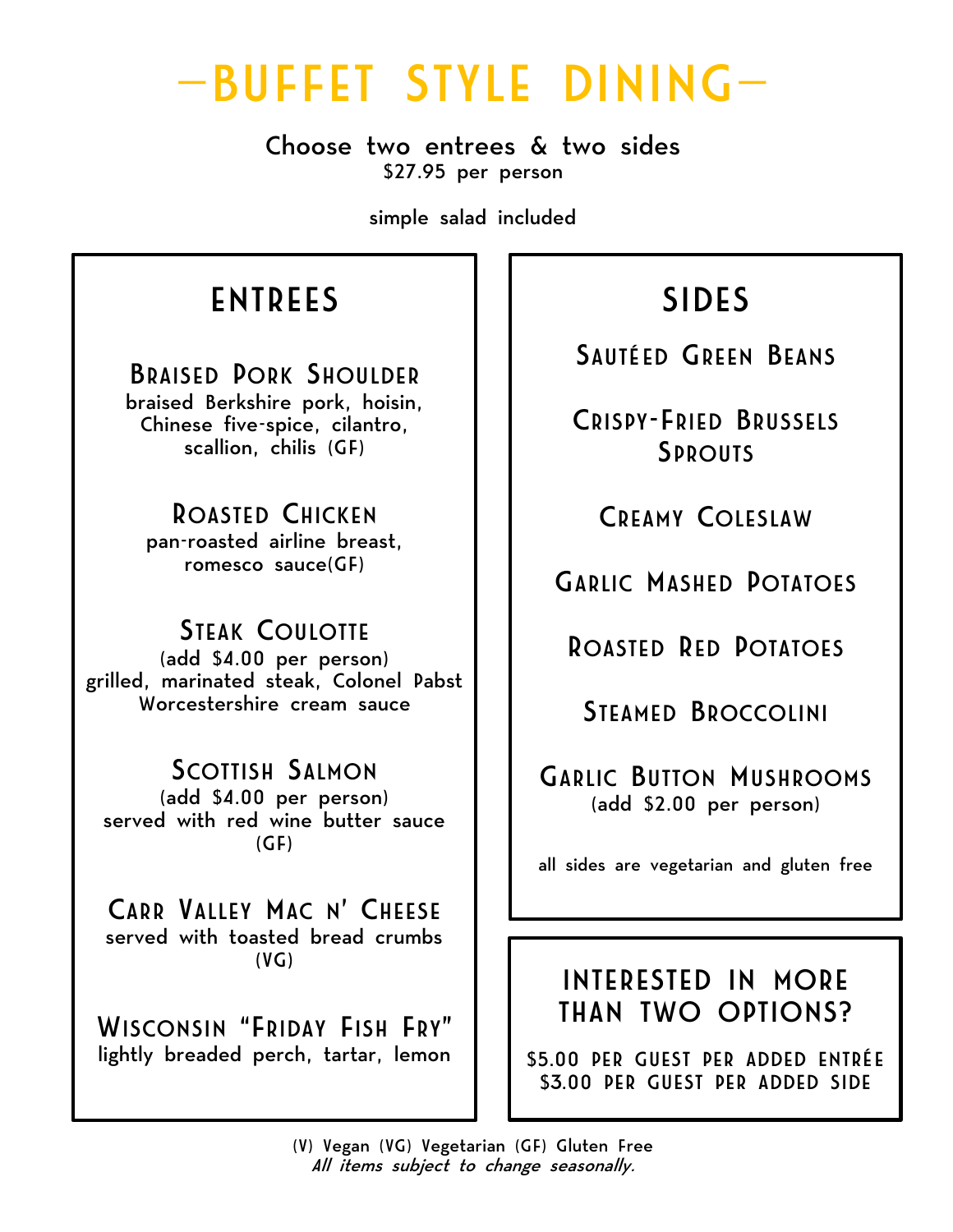# —BUFFET STYLE DINING—

**Choose two entrees & two sides**
$27.95 per person

simple salad included

## ENTREES

### Braised Pork Shoulder
braised Berkshire pork, hoisin, Chinese five-spice, cilantro, scallion, chilis (GF)

### Roasted Chicken
pan-roasted airline breast, romesco sauce(GF)

### Steak Coulotte
(add $4.00 per person)
grilled, marinated steak, Colonel Pabst Worcestershire cream sauce

### Scottish Salmon
(add $4.00 per person)
served with red wine butter sauce (GF)

### Carr Valley Mac n' Cheese
served with toasted bread crumbs (VG)

### Wisconsin "Friday Fish Fry"
lightly breaded perch, tartar, lemon

## SIDES

### Sautéed Green Beans

### Crispy-Fried Brussels Sprouts

### Creamy Coleslaw

### Garlic Mashed Potatoes

### Roasted Red Potatoes

### Steamed Broccolini

### Garlic Button Mushrooms
(add $2.00 per person)

all sides are vegetarian and gluten free

## INTERESTED IN MORE THAN TWO OPTIONS?

$5.00 PER GUEST PER ADDED ENTRÉE
$3.00 PER GUEST PER ADDED SIDE

(V) Vegan (VG) Vegetarian (GF) Gluten Free
*All items subject to change seasonally.*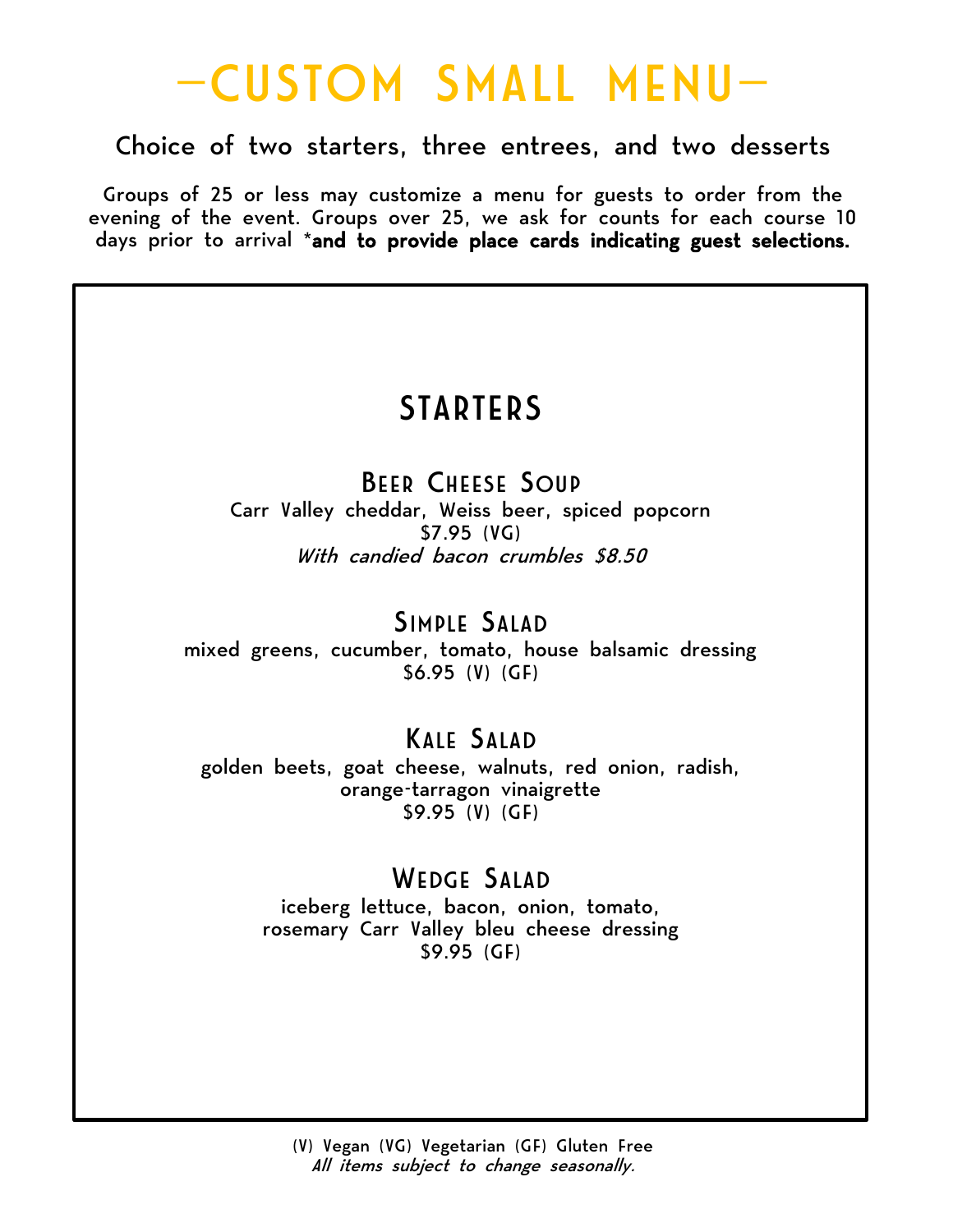# —CUSTOM SMALL MENU—

Choice of two starters, three entrees, and two desserts

Groups of 25 or less may customize a menu for guests to order from the evening of the event. Groups over 25, we ask for counts for each course 10 days prior to arrival ***and to provide place cards indicating guest selections.**

## STARTERS

### Beer Cheese Soup

Carr Valley cheddar, Weiss beer, spiced popcorn
$7.95 (VG)
*With candied bacon crumbles $8.50*

### Simple Salad

mixed greens, cucumber, tomato, house balsamic dressing
$6.95 (V) (GF)

### Kale Salad

golden beets, goat cheese, walnuts, red onion, radish, orange-tarragon vinaigrette
$9.95 (V) (GF)

### Wedge Salad

iceberg lettuce, bacon, onion, tomato, rosemary Carr Valley bleu cheese dressing
$9.95 (GF)

(V) Vegan (VG) Vegetarian (GF) Gluten Free
*All items subject to change seasonally.*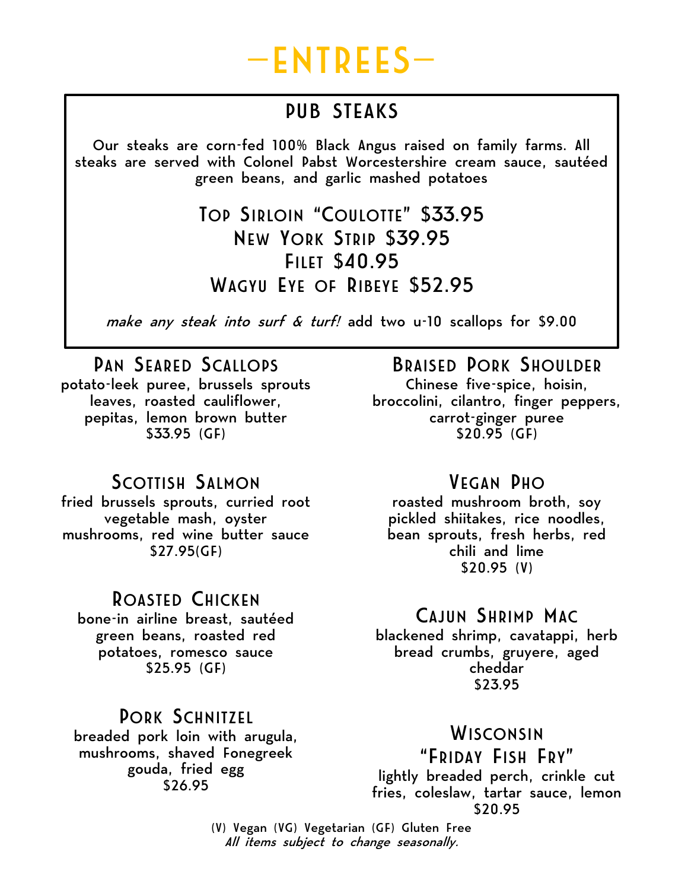# —ENTREES—

## PUB STEAKS

Our steaks are corn-fed 100% Black Angus raised on family farms. All steaks are served with Colonel Pabst Worcestershire cream sauce, sautéed green beans, and garlic mashed potatoes

**Top Sirloin "Coulotte" $33.95**
**New York Strip $39.95**
**Filet $40.95**
**Wagyu Eye of Ribeye $52.95**

*make any steak into surf & turf!* add two u-10 scallops for $9.00

### Pan Seared Scallops
potato-leek puree, brussels sprouts leaves, roasted cauliflower, pepitas, lemon brown butter
$33.95 (GF)

### Scottish Salmon
fried brussels sprouts, curried root vegetable mash, oyster mushrooms, red wine butter sauce
$27.95(GF)

### Roasted Chicken
bone-in airline breast, sautéed green beans, roasted red potatoes, romesco sauce
$25.95 (GF)

### Pork Schnitzel
breaded pork loin with arugula, mushrooms, shaved Fonegreek gouda, fried egg
$26.95

### Braised Pork Shoulder
Chinese five-spice, hoisin, broccolini, cilantro, finger peppers, carrot-ginger puree
$20.95 (GF)

### Vegan Pho
roasted mushroom broth, soy pickled shiitakes, rice noodles, bean sprouts, fresh herbs, red chili and lime
$20.95 (V)

### Cajun Shrimp Mac
blackened shrimp, cavatappi, herb bread crumbs, gruyere, aged cheddar
$23.95

### Wisconsin "Friday Fish Fry"
lightly breaded perch, crinkle cut fries, coleslaw, tartar sauce, lemon
$20.95

(V) Vegan (VG) Vegetarian (GF) Gluten Free
*All items subject to change seasonally.*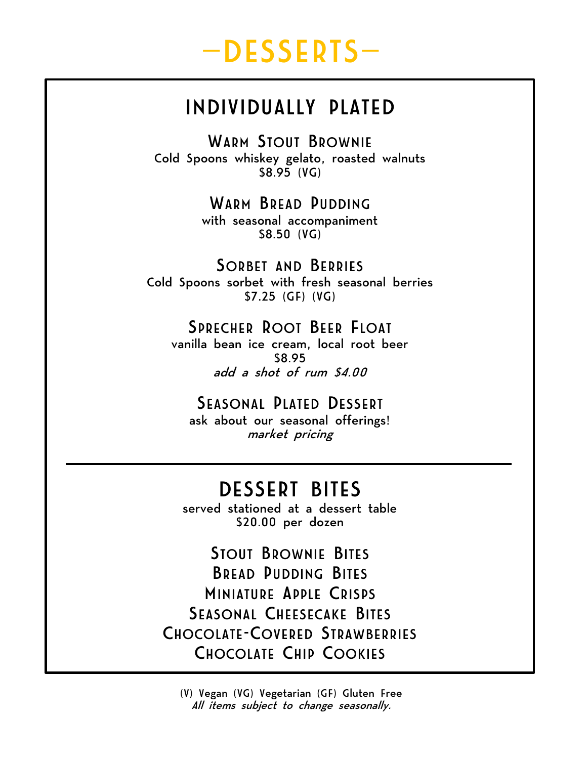# —DESSERTS—

## INDIVIDUALLY PLATED

### Warm Stout Brownie

Cold Spoons whiskey gelato, roasted walnuts
$8.95 (VG)

### Warm Bread Pudding

with seasonal accompaniment
$8.50 (VG)

### Sorbet and Berries

Cold Spoons sorbet with fresh seasonal berries
$7.25 (GF) (VG)

### Sprecher Root Beer Float

vanilla bean ice cream, local root beer
$8.95
*add a shot of rum $4.00*

### Seasonal Plated Dessert

ask about our seasonal offerings!
*market pricing*

---

## DESSERT BITES

served stationed at a dessert table
$20.00 per dozen

Stout Brownie Bites
Bread Pudding Bites
Miniature Apple Crisps
Seasonal Cheesecake Bites
Chocolate-Covered Strawberries
Chocolate Chip Cookies

(V) Vegan (VG) Vegetarian (GF) Gluten Free
*All items subject to change seasonally.*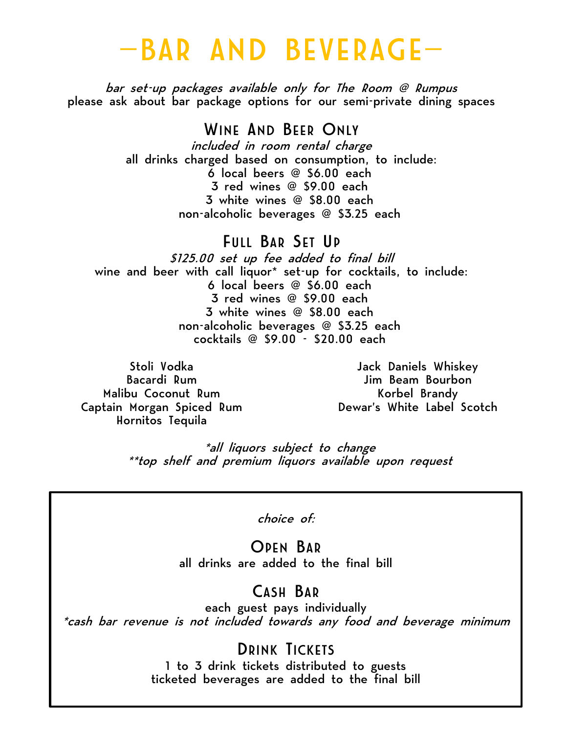# —BAR AND BEVERAGE—

*bar set-up packages available only for The Room @ Rumpus*
please ask about bar package options for our semi-private dining spaces

## Wine And Beer Only

*included in room rental charge*
all drinks charged based on consumption, to include:
6 local beers @ $6.00 each
3 red wines @ $9.00 each
3 white wines @ $8.00 each
non-alcoholic beverages @ $3.25 each

## Full Bar Set Up

*$125.00 set up fee added to final bill*
wine and beer with call liquor* set-up for cocktails, to include:
6 local beers @ $6.00 each
3 red wines @ $9.00 each
3 white wines @ $8.00 each
non-alcoholic beverages @ $3.25 each
cocktails @ $9.00 - $20.00 each

Stoli Vodka
Bacardi Rum
Malibu Coconut Rum
Captain Morgan Spiced Rum
Hornitos Tequila

Jack Daniels Whiskey
Jim Beam Bourbon
Korbel Brandy
Dewar's White Label Scotch

*\*all liquors subject to change*
*\*\*top shelf and premium liquors available upon request*

*choice of:*

## Open Bar

all drinks are added to the final bill

## Cash Bar

each guest pays individually
*\*cash bar revenue is not included towards any food and beverage minimum*

## Drink Tickets

1 to 3 drink tickets distributed to guests
ticketed beverages are added to the final bill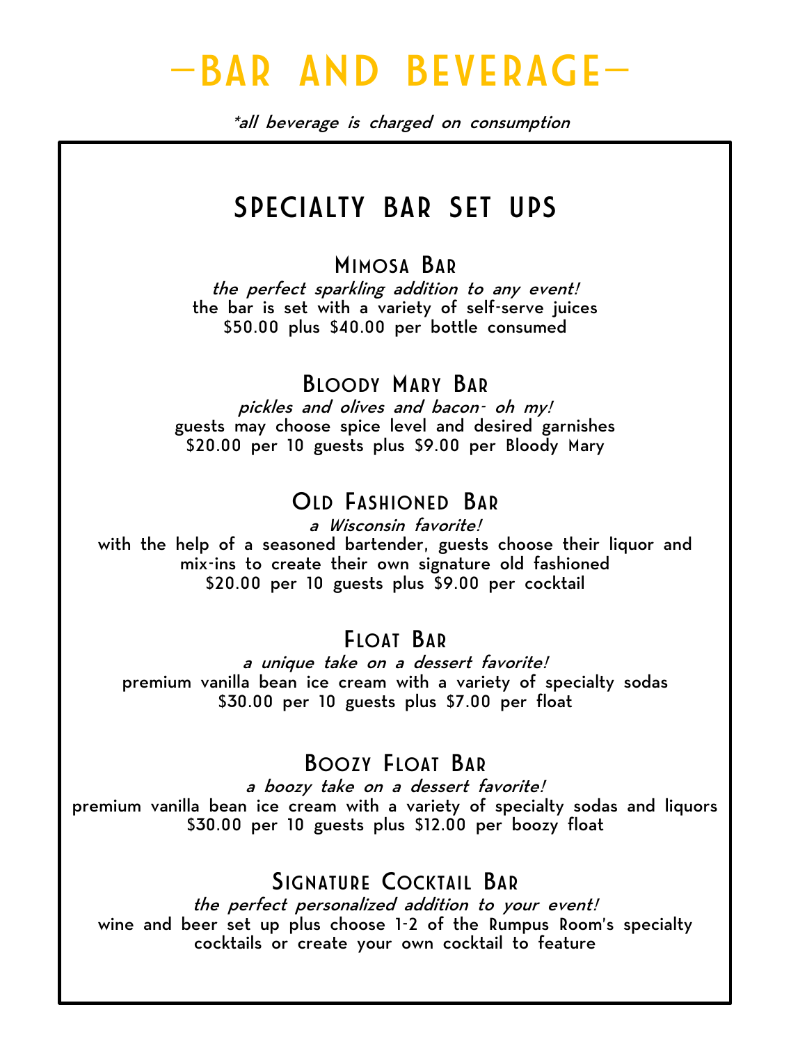# —BAR AND BEVERAGE—

*\*all beverage is charged on consumption*

## SPECIALTY BAR SET UPS

### Mimosa Bar

*the perfect sparkling addition to any event!*
the bar is set with a variety of self-serve juices
$50.00 plus $40.00 per bottle consumed

### Bloody Mary Bar

*pickles and olives and bacon- oh my!*
guests may choose spice level and desired garnishes
$20.00 per 10 guests plus $9.00 per Bloody Mary

### Old Fashioned Bar

*a Wisconsin favorite!*
with the help of a seasoned bartender, guests choose their liquor and mix-ins to create their own signature old fashioned
$20.00 per 10 guests plus $9.00 per cocktail

### Float Bar

*a unique take on a dessert favorite!*
premium vanilla bean ice cream with a variety of specialty sodas
$30.00 per 10 guests plus $7.00 per float

### Boozy Float Bar

*a boozy take on a dessert favorite!*
premium vanilla bean ice cream with a variety of specialty sodas and liquors
$30.00 per 10 guests plus $12.00 per boozy float

### Signature Cocktail Bar

*the perfect personalized addition to your event!*
wine and beer set up plus choose 1-2 of the Rumpus Room's specialty cocktails or create your own cocktail to feature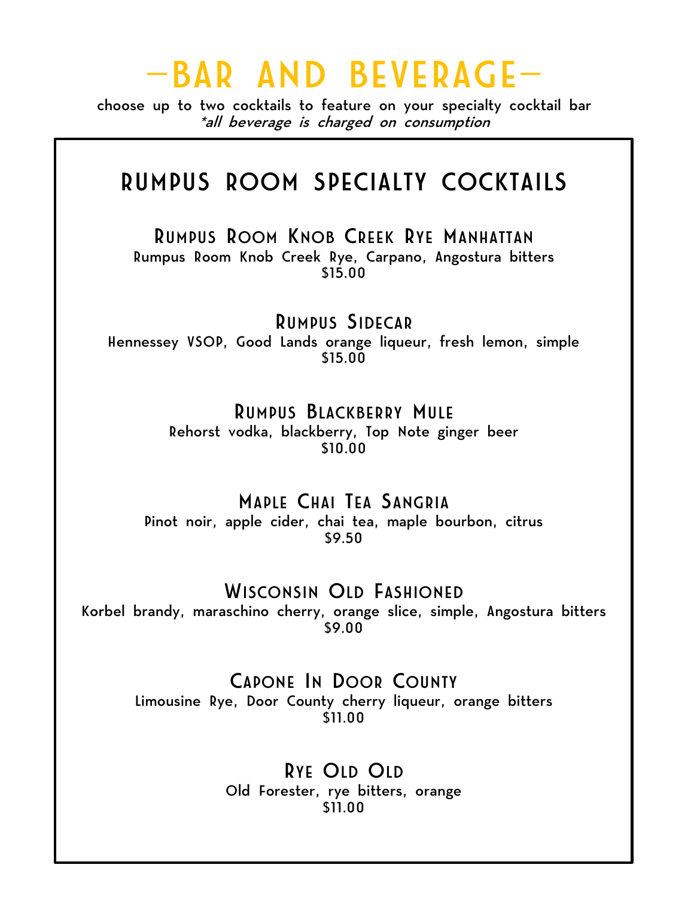# —BAR AND BEVERAGE—

choose up to two cocktails to feature on your specialty cocktail bar

*\*all beverage is charged on consumption*

## RUMPUS ROOM SPECIALTY COCKTAILS

### Rumpus Room Knob Creek Rye Manhattan
Rumpus Room Knob Creek Rye, Carpano, Angostura bitters
$15.00

### Rumpus Sidecar
Hennessey VSOP, Good Lands orange liqueur, fresh lemon, simple
$15.00

### Rumpus Blackberry Mule
Rehorst vodka, blackberry, Top Note ginger beer
$10.00

### Maple Chai Tea Sangria
Pinot noir, apple cider, chai tea, maple bourbon, citrus
$9.50

### Wisconsin Old Fashioned
Korbel brandy, maraschino cherry, orange slice, simple, Angostura bitters
$9.00

### Capone In Door County
Limousine Rye, Door County cherry liqueur, orange bitters
$11.00

### Rye Old Old
Old Forester, rye bitters, orange
$11.00